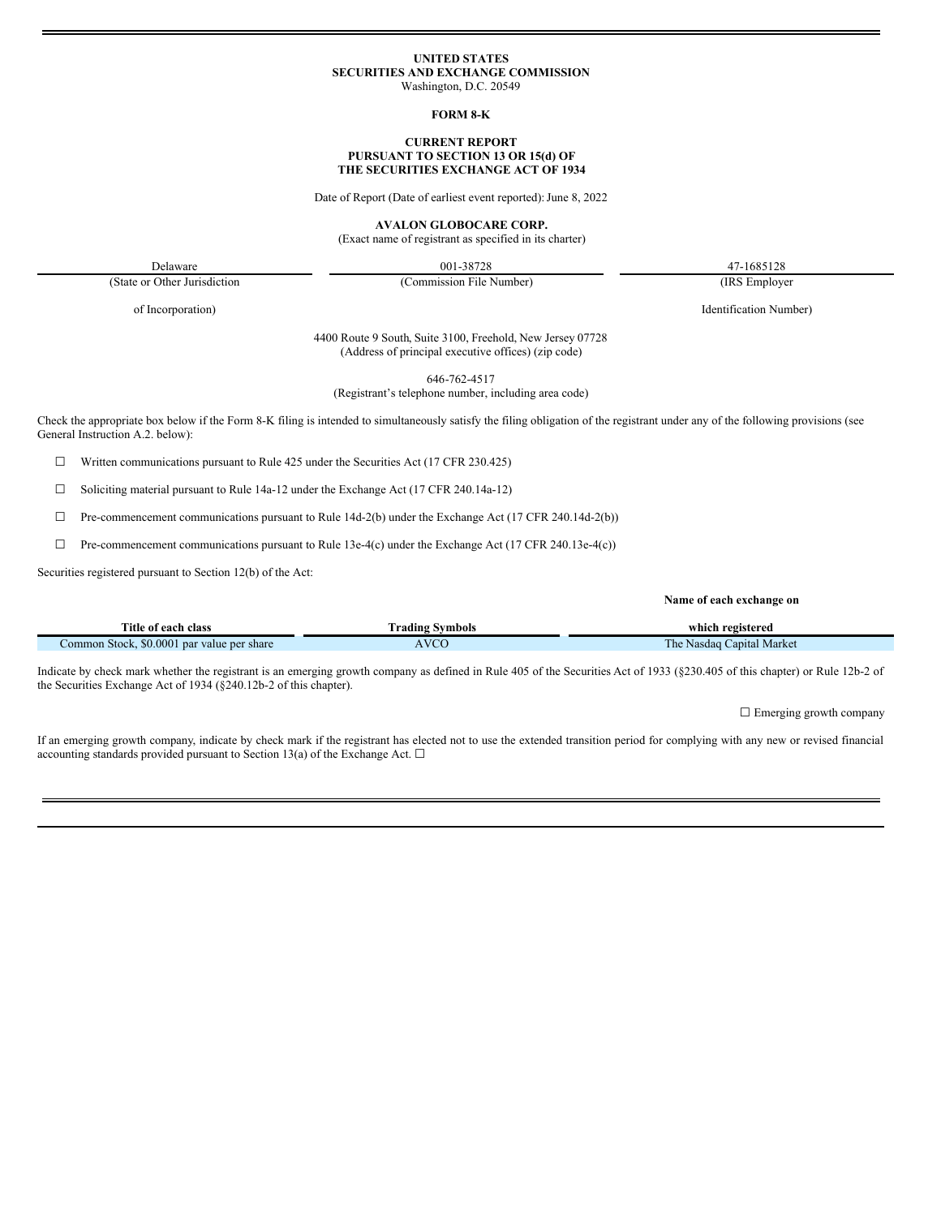**UNITED STATES**
**SECURITIES AND EXCHANGE COMMISSION**
Washington, D.C. 20549

**FORM 8-K**

**CURRENT REPORT**
**PURSUANT TO SECTION 13 OR 15(d) OF**
**THE SECURITIES EXCHANGE ACT OF 1934**

Date of Report (Date of earliest event reported): June 8, 2022

**AVALON GLOBOCARE CORP.**
(Exact name of registrant as specified in its charter)

| Delaware | 001-38728 | 47-1685128 |
|---|---|---|
| (State or Other Jurisdiction of Incorporation) | (Commission File Number) | (IRS Employer Identification Number) |

4400 Route 9 South, Suite 3100, Freehold, New Jersey 07728
(Address of principal executive offices) (zip code)

646-762-4517
(Registrant's telephone number, including area code)

Check the appropriate box below if the Form 8-K filing is intended to simultaneously satisfy the filing obligation of the registrant under any of the following provisions (see General Instruction A.2. below):

☐ Written communications pursuant to Rule 425 under the Securities Act (17 CFR 230.425)

☐ Soliciting material pursuant to Rule 14a-12 under the Exchange Act (17 CFR 240.14a-12)

☐ Pre-commencement communications pursuant to Rule 14d-2(b) under the Exchange Act (17 CFR 240.14d-2(b))

☐ Pre-commencement communications pursuant to Rule 13e-4(c) under the Exchange Act (17 CFR 240.13e-4(c))

Securities registered pursuant to Section 12(b) of the Act:

| Title of each class | Trading Symbols | Name of each exchange on which registered |
|---|---|---|
| Common Stock, $0.0001 par value per share | AVCO | The Nasdaq Capital Market |

Indicate by check mark whether the registrant is an emerging growth company as defined in Rule 405 of the Securities Act of 1933 (§230.405 of this chapter) or Rule 12b-2 of the Securities Exchange Act of 1934 (§240.12b-2 of this chapter).

☐ Emerging growth company

If an emerging growth company, indicate by check mark if the registrant has elected not to use the extended transition period for complying with any new or revised financial accounting standards provided pursuant to Section 13(a) of the Exchange Act. ☐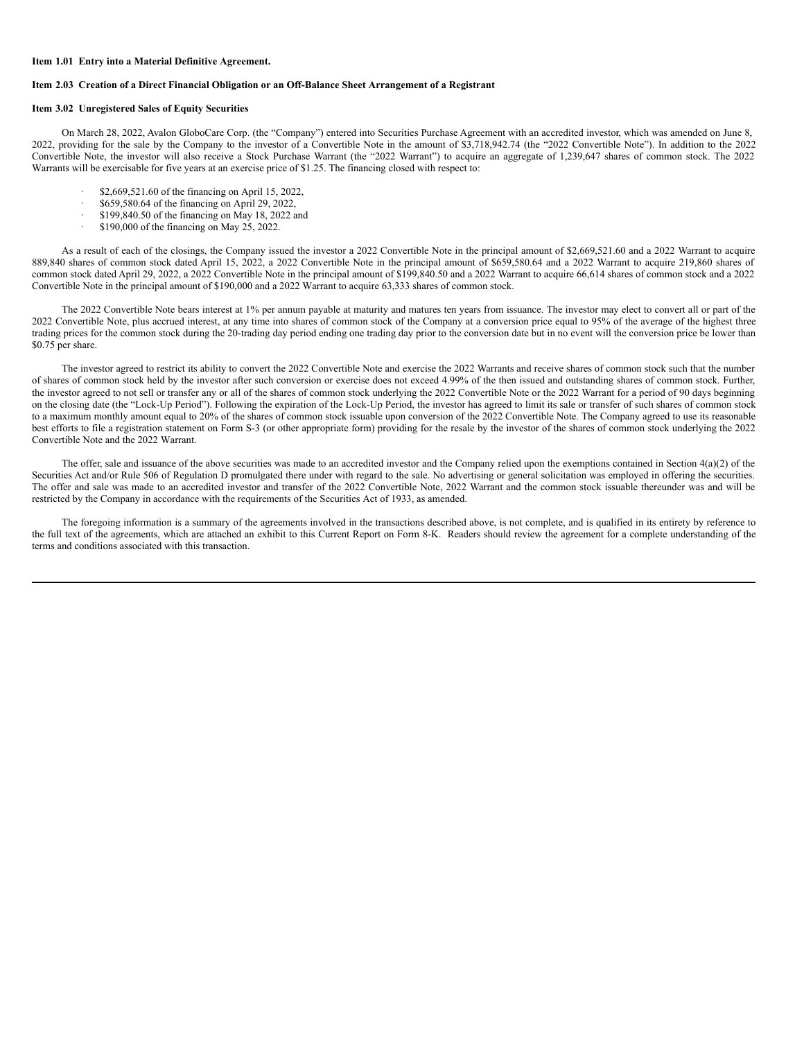**Item 1.01 Entry into a Material Definitive Agreement.**

**Item 2.03 Creation of a Direct Financial Obligation or an Off-Balance Sheet Arrangement of a Registrant**

**Item 3.02 Unregistered Sales of Equity Securities**

On March 28, 2022, Avalon GloboCare Corp. (the "Company") entered into Securities Purchase Agreement with an accredited investor, which was amended on June 8, 2022, providing for the sale by the Company to the investor of a Convertible Note in the amount of $3,718,942.74 (the "2022 Convertible Note"). In addition to the 2022 Convertible Note, the investor will also receive a Stock Purchase Warrant (the "2022 Warrant") to acquire an aggregate of 1,239,647 shares of common stock. The 2022 Warrants will be exercisable for five years at an exercise price of $1.25. The financing closed with respect to:

- $2,669,521.60 of the financing on April 15, 2022,
- $659,580.64 of the financing on April 29, 2022,
- $199,840.50 of the financing on May 18, 2022 and
- $190,000 of the financing on May 25, 2022.

As a result of each of the closings, the Company issued the investor a 2022 Convertible Note in the principal amount of $2,669,521.60 and a 2022 Warrant to acquire 889,840 shares of common stock dated April 15, 2022, a 2022 Convertible Note in the principal amount of $659,580.64 and a 2022 Warrant to acquire 219,860 shares of common stock dated April 29, 2022, a 2022 Convertible Note in the principal amount of $199,840.50 and a 2022 Warrant to acquire 66,614 shares of common stock and a 2022 Convertible Note in the principal amount of $190,000 and a 2022 Warrant to acquire 63,333 shares of common stock.

The 2022 Convertible Note bears interest at 1% per annum payable at maturity and matures ten years from issuance. The investor may elect to convert all or part of the 2022 Convertible Note, plus accrued interest, at any time into shares of common stock of the Company at a conversion price equal to 95% of the average of the highest three trading prices for the common stock during the 20-trading day period ending one trading day prior to the conversion date but in no event will the conversion price be lower than $0.75 per share.

The investor agreed to restrict its ability to convert the 2022 Convertible Note and exercise the 2022 Warrants and receive shares of common stock such that the number of shares of common stock held by the investor after such conversion or exercise does not exceed 4.99% of the then issued and outstanding shares of common stock. Further, the investor agreed to not sell or transfer any or all of the shares of common stock underlying the 2022 Convertible Note or the 2022 Warrant for a period of 90 days beginning on the closing date (the "Lock-Up Period"). Following the expiration of the Lock-Up Period, the investor has agreed to limit its sale or transfer of such shares of common stock to a maximum monthly amount equal to 20% of the shares of common stock issuable upon conversion of the 2022 Convertible Note. The Company agreed to use its reasonable best efforts to file a registration statement on Form S-3 (or other appropriate form) providing for the resale by the investor of the shares of common stock underlying the 2022 Convertible Note and the 2022 Warrant.

The offer, sale and issuance of the above securities was made to an accredited investor and the Company relied upon the exemptions contained in Section 4(a)(2) of the Securities Act and/or Rule 506 of Regulation D promulgated there under with regard to the sale. No advertising or general solicitation was employed in offering the securities. The offer and sale was made to an accredited investor and transfer of the 2022 Convertible Note, 2022 Warrant and the common stock issuable thereunder was and will be restricted by the Company in accordance with the requirements of the Securities Act of 1933, as amended.

The foregoing information is a summary of the agreements involved in the transactions described above, is not complete, and is qualified in its entirety by reference to the full text of the agreements, which are attached an exhibit to this Current Report on Form 8-K. Readers should review the agreement for a complete understanding of the terms and conditions associated with this transaction.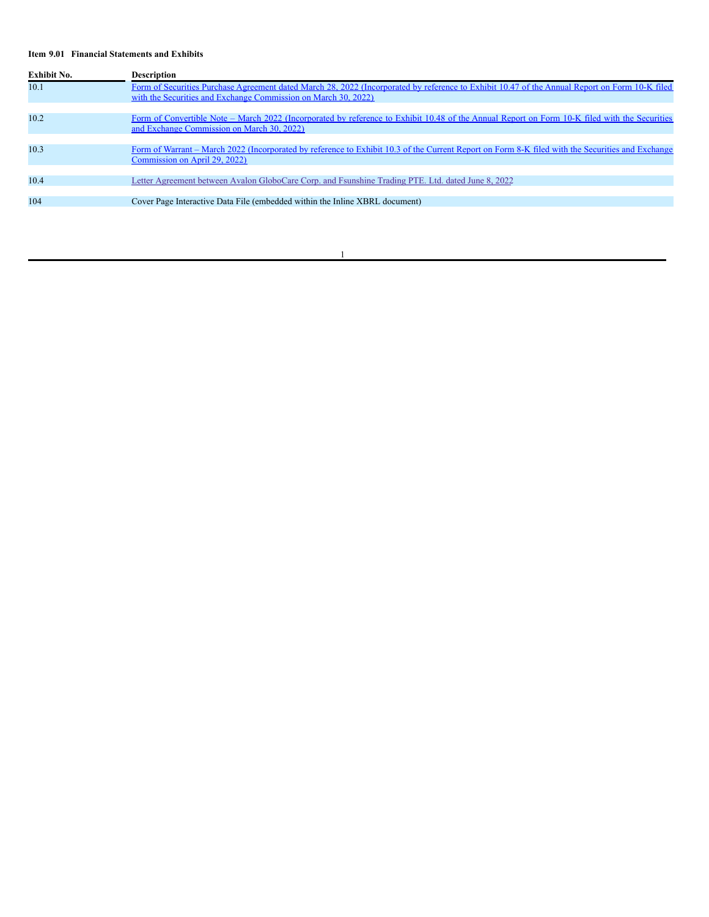**Item 9.01 Financial Statements and Exhibits**

| Exhibit No. | Description |
| --- | --- |
| 10.1 | Form of Securities Purchase Agreement dated March 28, 2022 (Incorporated by reference to Exhibit 10.47 of the Annual Report on Form 10-K filed with the Securities and Exchange Commission on March 30, 2022) |
| 10.2 | Form of Convertible Note – March 2022 (Incorporated by reference to Exhibit 10.48 of the Annual Report on Form 10-K filed with the Securities and Exchange Commission on March 30, 2022) |
| 10.3 | Form of Warrant – March 2022 (Incorporated by reference to Exhibit 10.3 of the Current Report on Form 8-K filed with the Securities and Exchange Commission on April 29, 2022) |
| 10.4 | Letter Agreement between Avalon GloboCare Corp. and Fsunshine Trading PTE. Ltd. dated June 8, 2022 |
| 104 | Cover Page Interactive Data File (embedded within the Inline XBRL document) |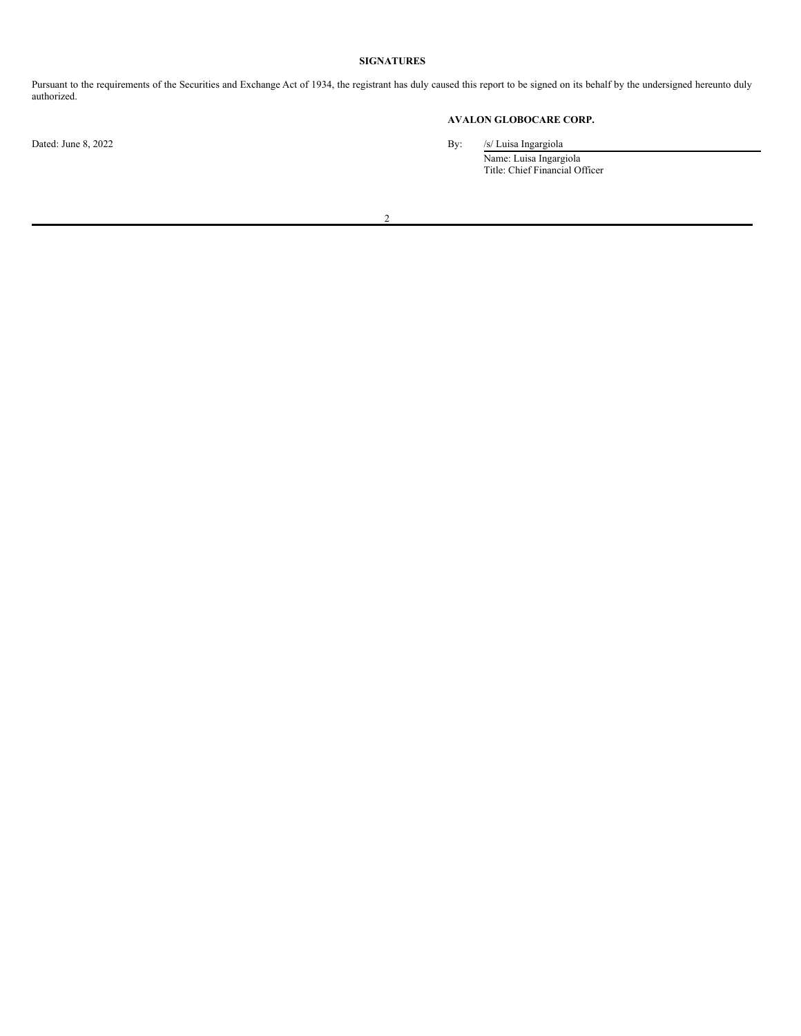**SIGNATURES**

Pursuant to the requirements of the Securities and Exchange Act of 1934, the registrant has duly caused this report to be signed on its behalf by the undersigned hereunto duly authorized.

**AVALON GLOBOCARE CORP.**

Dated: June 8, 2022

By: /s/ Luisa Ingargiola
Name: Luisa Ingargiola
Title: Chief Financial Officer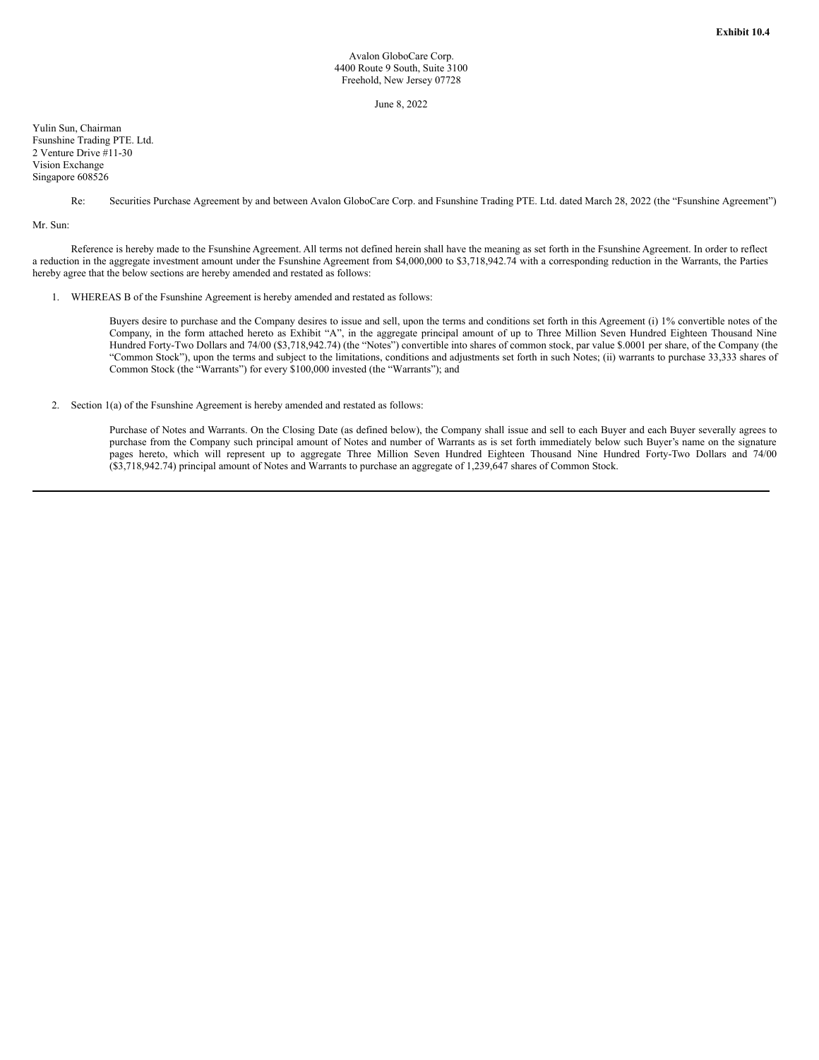**Exhibit 10.4**

Avalon GloboCare Corp.
4400 Route 9 South, Suite 3100
Freehold, New Jersey 07728

June 8, 2022

Yulin Sun, Chairman
Fsunshine Trading PTE. Ltd.
2 Venture Drive #11-30
Vision Exchange
Singapore 608526

Re: Securities Purchase Agreement by and between Avalon GloboCare Corp. and Fsunshine Trading PTE. Ltd. dated March 28, 2022 (the "Fsunshine Agreement")

Mr. Sun:

Reference is hereby made to the Fsunshine Agreement. All terms not defined herein shall have the meaning as set forth in the Fsunshine Agreement. In order to reflect a reduction in the aggregate investment amount under the Fsunshine Agreement from $4,000,000 to $3,718,942.74 with a corresponding reduction in the Warrants, the Parties hereby agree that the below sections are hereby amended and restated as follows:

1. WHEREAS B of the Fsunshine Agreement is hereby amended and restated as follows:

   Buyers desire to purchase and the Company desires to issue and sell, upon the terms and conditions set forth in this Agreement (i) 1% convertible notes of the Company, in the form attached hereto as Exhibit "A", in the aggregate principal amount of up to Three Million Seven Hundred Eighteen Thousand Nine Hundred Forty-Two Dollars and 74/00 ($3,718,942.74) (the "Notes") convertible into shares of common stock, par value $.0001 per share, of the Company (the "Common Stock"), upon the terms and subject to the limitations, conditions and adjustments set forth in such Notes; (ii) warrants to purchase 33,333 shares of Common Stock (the "Warrants") for every $100,000 invested (the "Warrants"); and

2. Section 1(a) of the Fsunshine Agreement is hereby amended and restated as follows:

   Purchase of Notes and Warrants. On the Closing Date (as defined below), the Company shall issue and sell to each Buyer and each Buyer severally agrees to purchase from the Company such principal amount of Notes and number of Warrants as is set forth immediately below such Buyer's name on the signature pages hereto, which will represent up to aggregate Three Million Seven Hundred Eighteen Thousand Nine Hundred Forty-Two Dollars and 74/00 ($3,718,942.74) principal amount of Notes and Warrants to purchase an aggregate of 1,239,647 shares of Common Stock.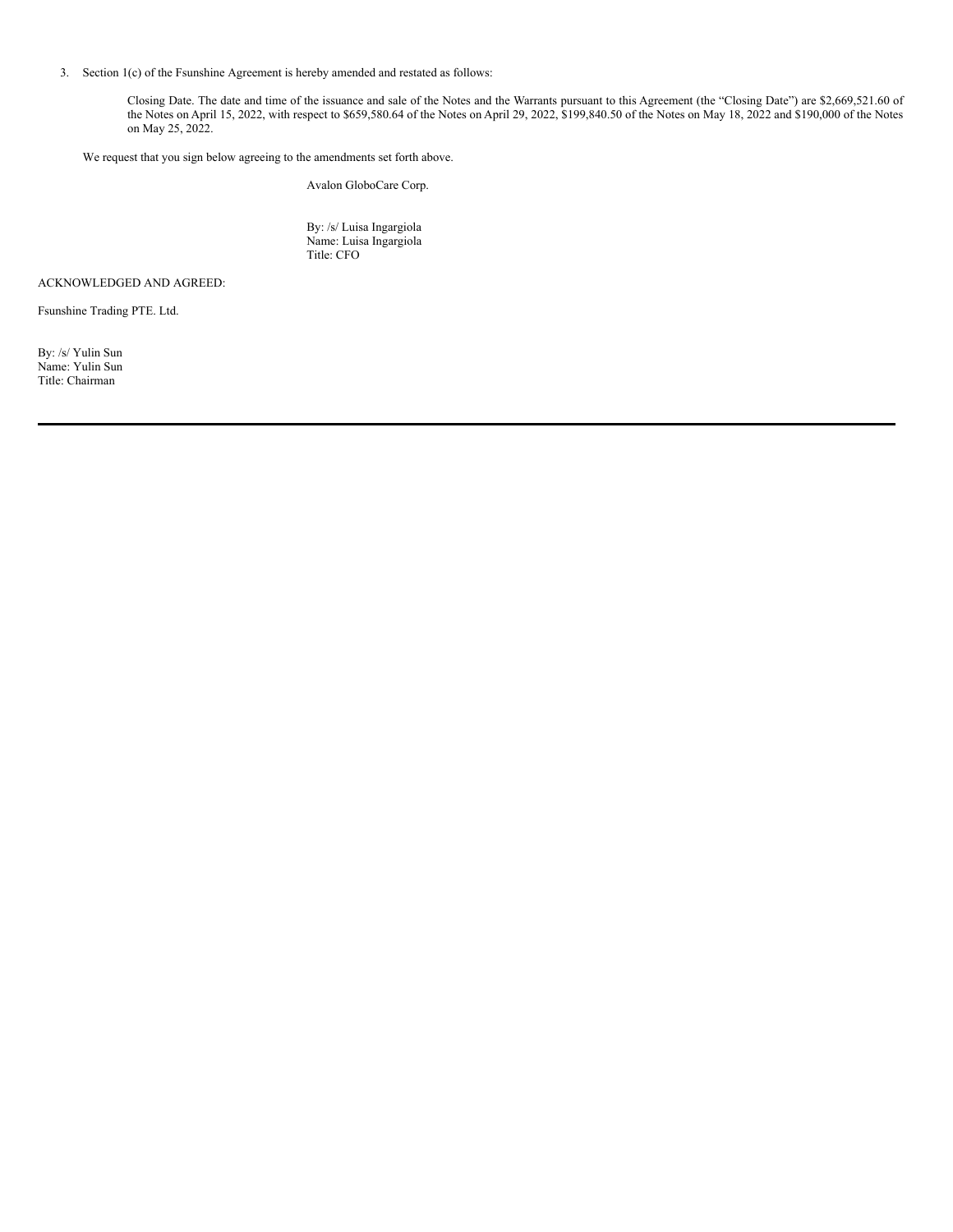3. Section 1(c) of the Fsunshine Agreement is hereby amended and restated as follows:

Closing Date. The date and time of the issuance and sale of the Notes and the Warrants pursuant to this Agreement (the "Closing Date") are $2,669,521.60 of the Notes on April 15, 2022, with respect to $659,580.64 of the Notes on April 29, 2022, $199,840.50 of the Notes on May 18, 2022 and $190,000 of the Notes on May 25, 2022.

We request that you sign below agreeing to the amendments set forth above.

Avalon GloboCare Corp.

By: /s/ Luisa Ingargiola  
Name: Luisa Ingargiola  
Title: CFO

ACKNOWLEDGED AND AGREED:

Fsunshine Trading PTE. Ltd.

By: /s/ Yulin Sun  
Name: Yulin Sun  
Title: Chairman